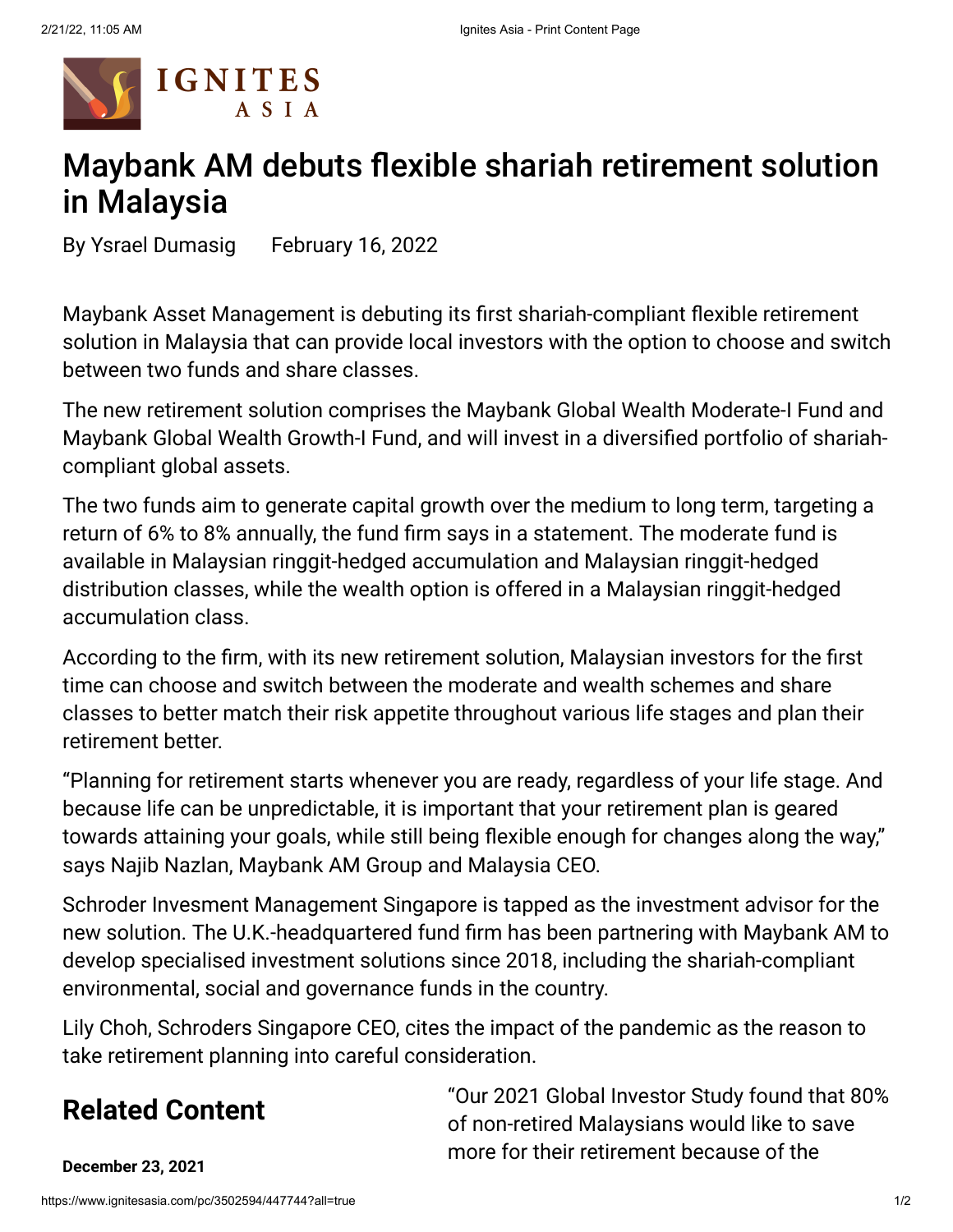# Maybank AM debuts flexible shariah retirement solution in Malaysia

By Ysrael Dumasig    February 16, 2022

Maybank Asset Management is debuting its first shariah-compliant flexible retirement solution in Malaysia that can provide local investors with the option to choose and switch between two funds and share classes.

The new retirement solution comprises the Maybank Global Wealth Moderate-I Fund and Maybank Global Wealth Growth-I Fund, and will invest in a diversified portfolio of shariah-compliant global assets.

The two funds aim to generate capital growth over the medium to long term, targeting a return of 6% to 8% annually, the fund firm says in a statement. The moderate fund is available in Malaysian ringgit-hedged accumulation and Malaysian ringgit-hedged distribution classes, while the wealth option is offered in a Malaysian ringgit-hedged accumulation class.

According to the firm, with its new retirement solution, Malaysian investors for the first time can choose and switch between the moderate and wealth schemes and share classes to better match their risk appetite throughout various life stages and plan their retirement better.

"Planning for retirement starts whenever you are ready, regardless of your life stage. And because life can be unpredictable, it is important that your retirement plan is geared towards attaining your goals, while still being flexible enough for changes along the way," says Najib Nazlan, Maybank AM Group and Malaysia CEO.

Schroder Invesment Management Singapore is tapped as the investment advisor for the new solution. The U.K.-headquartered fund firm has been partnering with Maybank AM to develop specialised investment solutions since 2018, including the shariah-compliant environmental, social and governance funds in the country.

Lily Choh, Schroders Singapore CEO, cites the impact of the pandemic as the reason to take retirement planning into careful consideration.

"Our 2021 Global Investor Study found that 80% of non-retired Malaysians would like to save more for their retirement because of the

## Related Content

**December 23, 2021**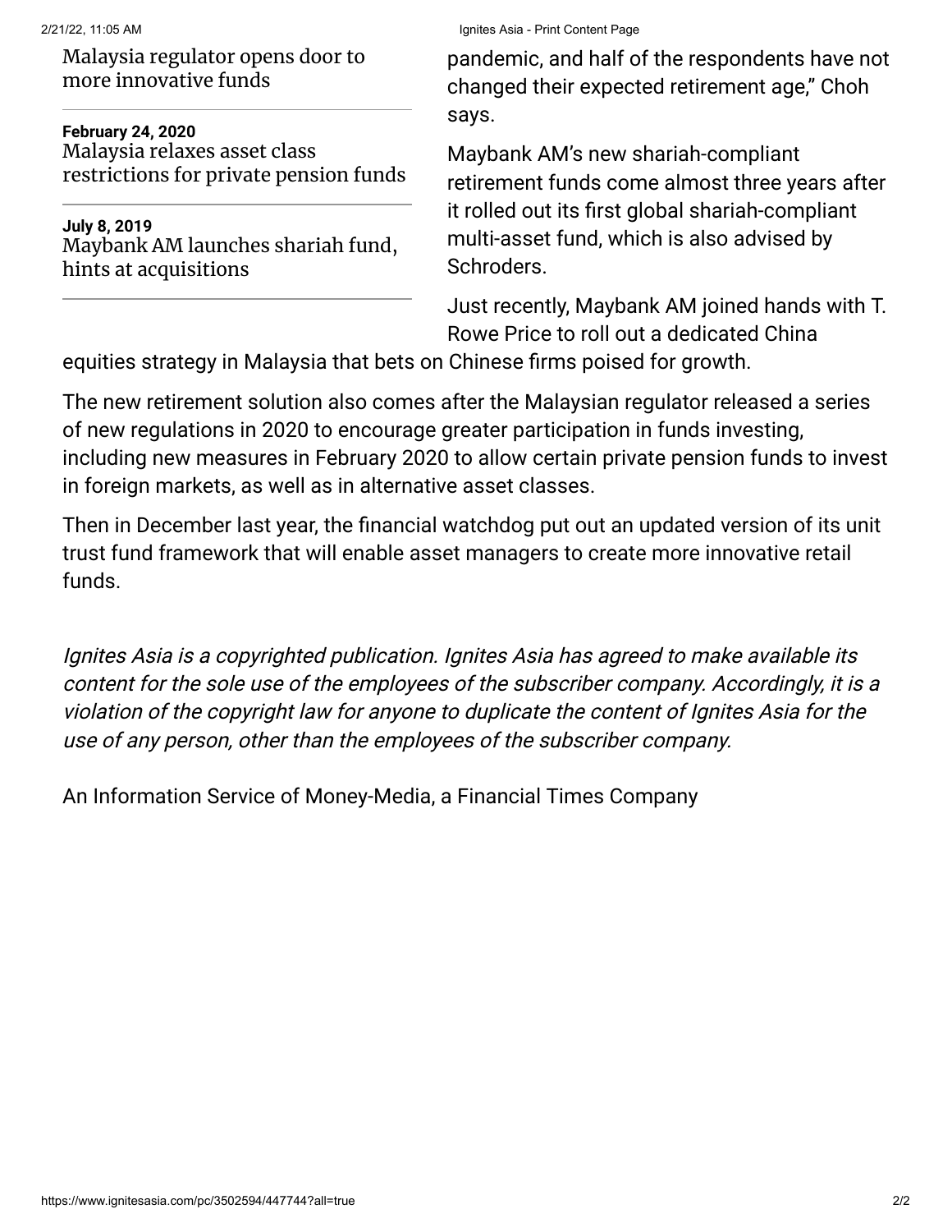Malaysia regulator opens door to more innovative funds

**February 24, 2020**
Malaysia relaxes asset class restrictions for private pension funds

**July 8, 2019**
Maybank AM launches shariah fund, hints at acquisitions

pandemic, and half of the respondents have not changed their expected retirement age," Choh says.

Maybank AM's new shariah-compliant retirement funds come almost three years after it rolled out its first global shariah-compliant multi-asset fund, which is also advised by Schroders.

Just recently, Maybank AM joined hands with T. Rowe Price to roll out a dedicated China equities strategy in Malaysia that bets on Chinese firms poised for growth.

The new retirement solution also comes after the Malaysian regulator released a series of new regulations in 2020 to encourage greater participation in funds investing, including new measures in February 2020 to allow certain private pension funds to invest in foreign markets, as well as in alternative asset classes.

Then in December last year, the financial watchdog put out an updated version of its unit trust fund framework that will enable asset managers to create more innovative retail funds.

*Ignites Asia is a copyrighted publication. Ignites Asia has agreed to make available its content for the sole use of the employees of the subscriber company. Accordingly, it is a violation of the copyright law for anyone to duplicate the content of Ignites Asia for the use of any person, other than the employees of the subscriber company.*

An Information Service of Money-Media, a Financial Times Company